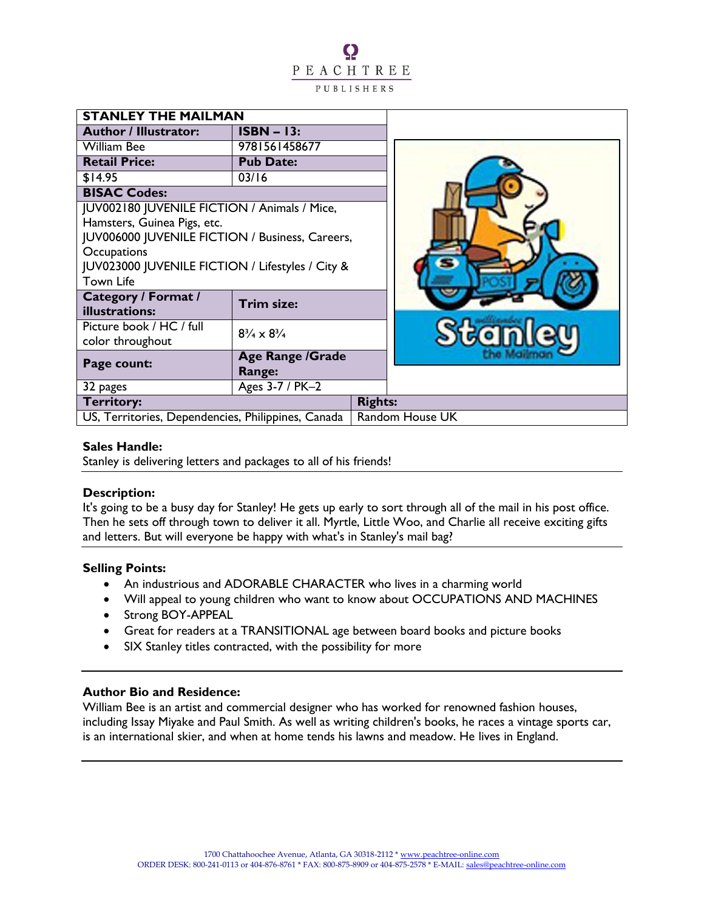PEACHTREE PUBLISHERS

| STANLEY THE MAILMAN | |
|---|---|
| **Author / Illustrator:** | **ISBN – 13:** |
| William Bee | 9781561458677 |
| **Retail Price:** | **Pub Date:** |
| $14.95 | 03/16 |
| **BISAC Codes:** | |
| JUV002180 JUVENILE FICTION / Animals / Mice, Hamsters, Guinea Pigs, etc.<br>JUV006000 JUVENILE FICTION / Business, Careers, Occupations<br>JUV023000 JUVENILE FICTION / Lifestyles / City & Town Life | |
| **Category / Format / illustrations:** | **Trim size:** |
| Picture book / HC / full color throughout | 8¾ x 8¾ |
| **Page count:** | **Age Range /Grade Range:** |
| 32 pages | Ages 3-7 / PK–2 |
| **Territory:** | **Rights:** |
| US, Territories, Dependencies, Philippines, Canada | Random House UK |

**Sales Handle:**
Stanley is delivering letters and packages to all of his friends!

**Description:**
It's going to be a busy day for Stanley! He gets up early to sort through all of the mail in his post office. Then he sets off through town to deliver it all. Myrtle, Little Woo, and Charlie all receive exciting gifts and letters. But will everyone be happy with what's in Stanley's mail bag?

**Selling Points:**

- An industrious and ADORABLE CHARACTER who lives in a charming world
- Will appeal to young children who want to know about OCCUPATIONS AND MACHINES
- Strong BOY-APPEAL
- Great for readers at a TRANSITIONAL age between board books and picture books
- SIX Stanley titles contracted, with the possibility for more

**Author Bio and Residence:**
William Bee is an artist and commercial designer who has worked for renowned fashion houses, including Issay Miyake and Paul Smith. As well as writing children's books, he races a vintage sports car, is an international skier, and when at home tends his lawns and meadow. He lives in England.

1700 Chattahoochee Avenue, Atlanta, GA 30318-2112 * www.peachtree-online.com
ORDER DESK: 800-241-0113 or 404-876-8761 * FAX: 800-875-8909 or 404-875-2578 * E-MAIL: sales@peachtree-online.com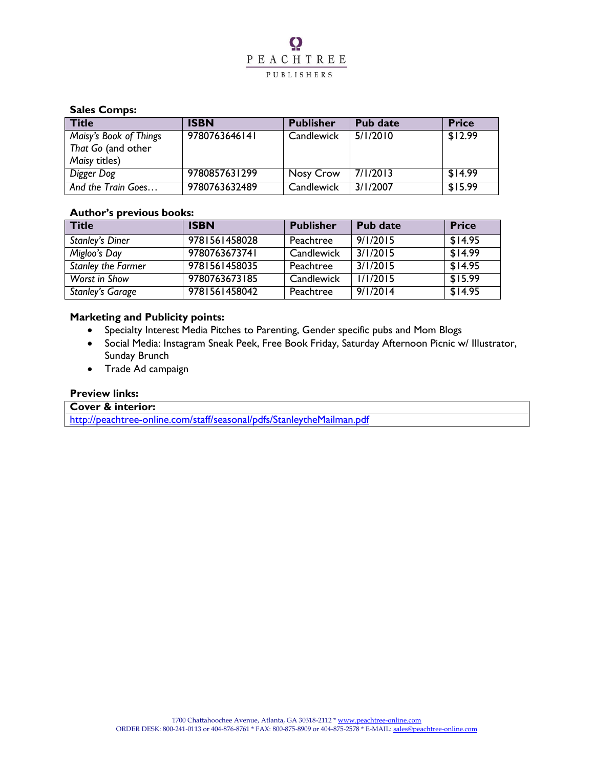PEACHTREE PUBLISHERS

**Sales Comps:**

| Title | ISBN | Publisher | Pub date | Price |
|---|---|---|---|---|
| *Maisy's Book of Things That Go* (and other *Maisy* titles) | 9780763646141 | Candlewick | 5/1/2010 | $12.99 |
| *Digger Dog* | 9780857631299 | Nosy Crow | 7/1/2013 | $14.99 |
| *And the Train Goes…* | 9780763632489 | Candlewick | 3/1/2007 | $15.99 |

**Author's previous books:**

| Title | ISBN | Publisher | Pub date | Price |
|---|---|---|---|---|
| *Stanley's Diner* | 9781561458028 | Peachtree | 9/1/2015 | $14.95 |
| *Migloo's Day* | 9780763673741 | Candlewick | 3/1/2015 | $14.99 |
| *Stanley the Farmer* | 9781561458035 | Peachtree | 3/1/2015 | $14.95 |
| *Worst in Show* | 9780763673185 | Candlewick | 1/1/2015 | $15.99 |
| *Stanley's Garage* | 9781561458042 | Peachtree | 9/1/2014 | $14.95 |

**Marketing and Publicity points:**

- Specialty Interest Media Pitches to Parenting, Gender specific pubs and Mom Blogs
- Social Media: Instagram Sneak Peek, Free Book Friday, Saturday Afternoon Picnic w/ Illustrator, Sunday Brunch
- Trade Ad campaign

**Preview links:**

| Cover & interior: |
|---|
| http://peachtree-online.com/staff/seasonal/pdfs/StanleytheMailman.pdf |

1700 Chattahoochee Avenue, Atlanta, GA 30318-2112 * www.peachtree-online.com
ORDER DESK: 800-241-0113 or 404-876-8761 * FAX: 800-875-8909 or 404-875-2578 * E-MAIL: sales@peachtree-online.com